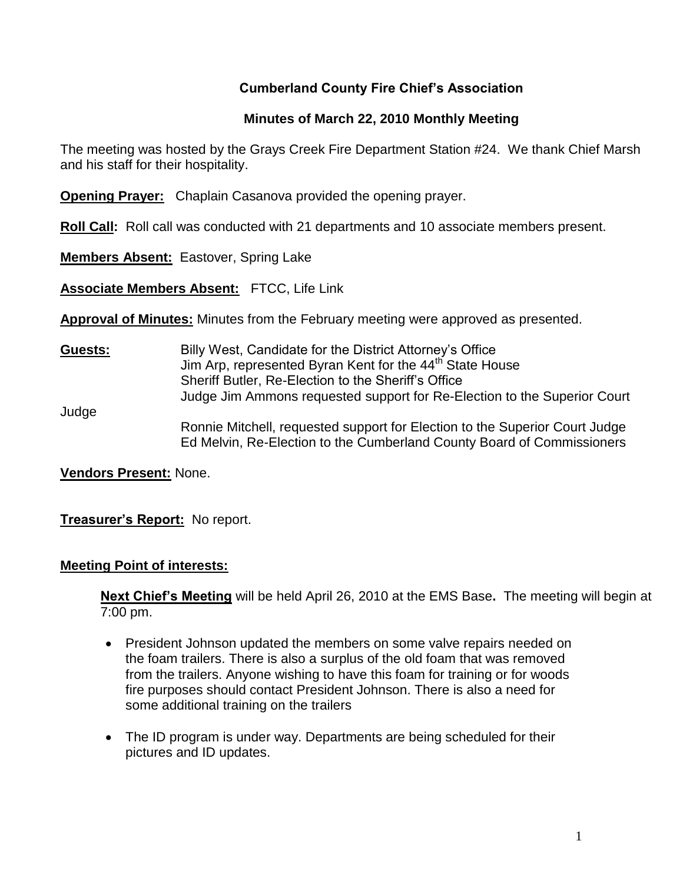## Cumberland County Fire Chief's Association

### Minutes of March 22, 2010 Monthly Meeting

The meeting was hosted by the Grays Creek Fire Department Station #24. We thank Chief Marsh and his staff for their hospitality.

**Opening Prayer:** Chaplain Casanova provided the opening prayer.

**Roll Call:** Roll call was conducted with 21 departments and 10 associate members present.

**Members Absent:** Eastover, Spring Lake

**Associate Members Absent:** FTCC, Life Link

**Approval of Minutes:** Minutes from the February meeting were approved as presented.

**Guests:**
Billy West, Candidate for the District Attorney's Office
Jim Arp, represented Byran Kent for the 44th State House
Sheriff Butler, Re-Election to the Sheriff's Office
Judge Jim Ammons requested support for Re-Election to the Superior Court Judge
Ronnie Mitchell, requested support for Election to the Superior Court Judge
Ed Melvin, Re-Election to the Cumberland County Board of Commissioners

**Vendors Present:** None.

**Treasurer's Report:** No report.

**Meeting Point of interests:**

**Next Chief's Meeting** will be held April 26, 2010 at the EMS Base**.** The meeting will begin at 7:00 pm.

- President Johnson updated the members on some valve repairs needed on the foam trailers. There is also a surplus of the old foam that was removed from the trailers. Anyone wishing to have this foam for training or for woods fire purposes should contact President Johnson. There is also a need for some additional training on the trailers

- The ID program is under way. Departments are being scheduled for their pictures and ID updates.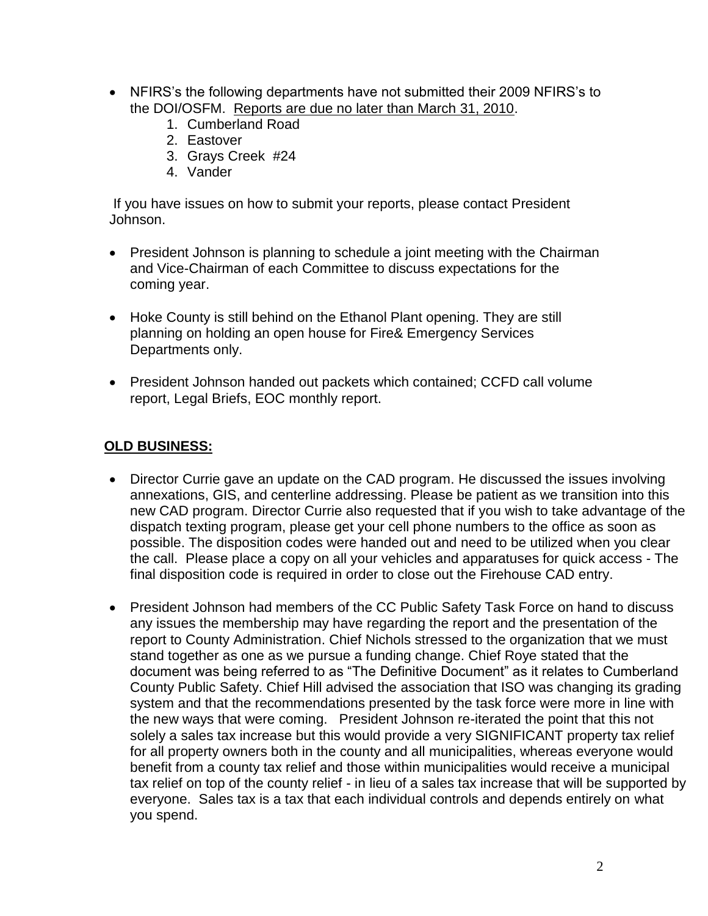- NFIRS's the following departments have not submitted their 2009 NFIRS's to the DOI/OSFM. <u>Reports are due no later than March 31, 2010</u>.
    1. Cumberland Road
    2. Eastover
    3. Grays Creek #24
    4. Vander

If you have issues on how to submit your reports, please contact President Johnson.

- President Johnson is planning to schedule a joint meeting with the Chairman and Vice-Chairman of each Committee to discuss expectations for the coming year.

- Hoke County is still behind on the Ethanol Plant opening. They are still planning on holding an open house for Fire& Emergency Services Departments only.

- President Johnson handed out packets which contained; CCFD call volume report, Legal Briefs, EOC monthly report.

## OLD BUSINESS:

- Director Currie gave an update on the CAD program. He discussed the issues involving annexations, GIS, and centerline addressing. Please be patient as we transition into this new CAD program. Director Currie also requested that if you wish to take advantage of the dispatch texting program, please get your cell phone numbers to the office as soon as possible. The disposition codes were handed out and need to be utilized when you clear the call. Please place a copy on all your vehicles and apparatuses for quick access - The final disposition code is required in order to close out the Firehouse CAD entry.

- President Johnson had members of the CC Public Safety Task Force on hand to discuss any issues the membership may have regarding the report and the presentation of the report to County Administration. Chief Nichols stressed to the organization that we must stand together as one as we pursue a funding change. Chief Roye stated that the document was being referred to as "The Definitive Document" as it relates to Cumberland County Public Safety. Chief Hill advised the association that ISO was changing its grading system and that the recommendations presented by the task force were more in line with the new ways that were coming. President Johnson re-iterated the point that this not solely a sales tax increase but this would provide a very SIGNIFICANT property tax relief for all property owners both in the county and all municipalities, whereas everyone would benefit from a county tax relief and those within municipalities would receive a municipal tax relief on top of the county relief - in lieu of a sales tax increase that will be supported by everyone. Sales tax is a tax that each individual controls and depends entirely on what you spend.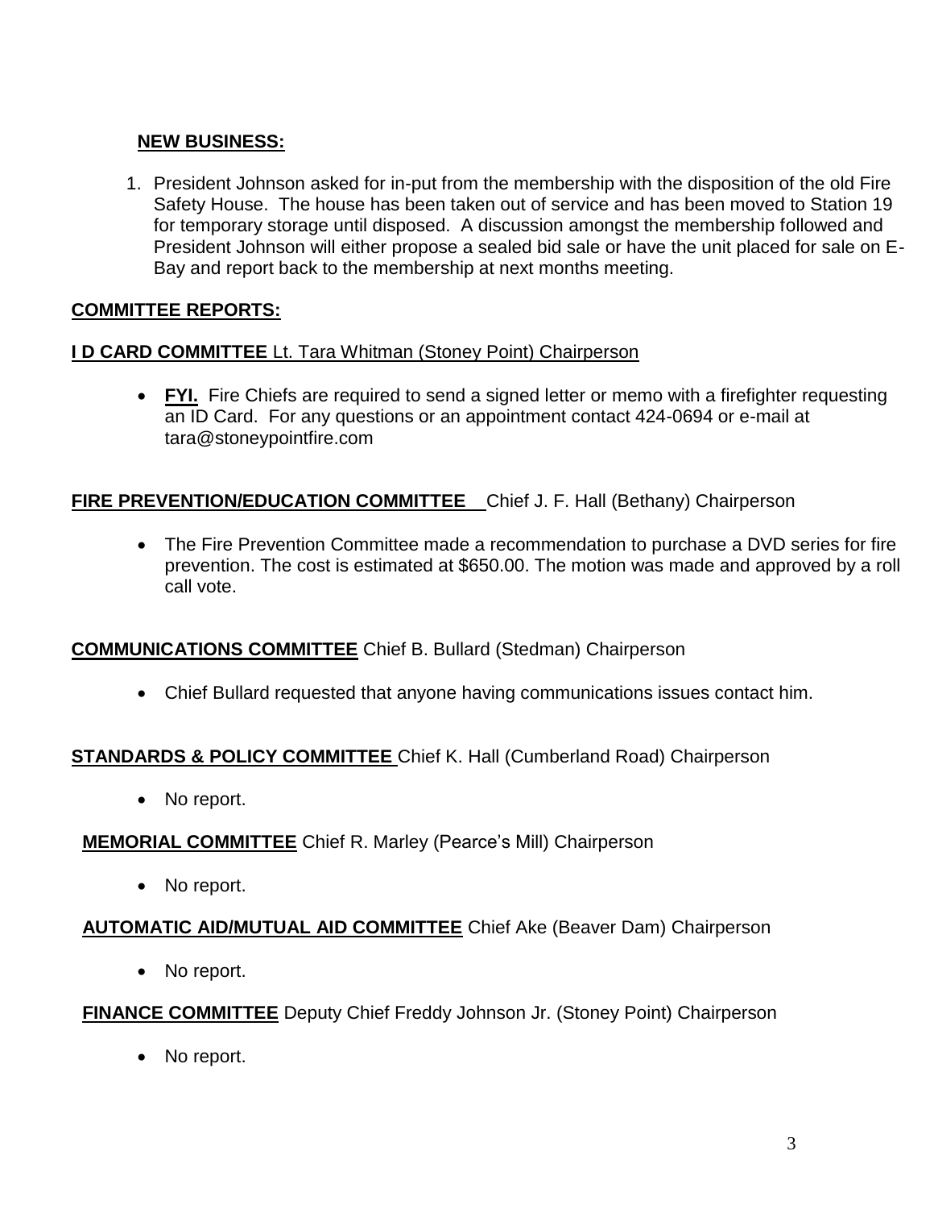**NEW BUSINESS:**

1. President Johnson asked for in-put from the membership with the disposition of the old Fire Safety House. The house has been taken out of service and has been moved to Station 19 for temporary storage until disposed. A discussion amongst the membership followed and President Johnson will either propose a sealed bid sale or have the unit placed for sale on E-Bay and report back to the membership at next months meeting.

**COMMITTEE REPORTS:**

**I D CARD COMMITTEE** Lt. Tara Whitman (Stoney Point) Chairperson

- **FYI.** Fire Chiefs are required to send a signed letter or memo with a firefighter requesting an ID Card. For any questions or an appointment contact 424-0694 or e-mail at tara@stoneypointfire.com

**FIRE PREVENTION/EDUCATION COMMITTEE** Chief J. F. Hall (Bethany) Chairperson

- The Fire Prevention Committee made a recommendation to purchase a DVD series for fire prevention. The cost is estimated at $650.00. The motion was made and approved by a roll call vote.

**COMMUNICATIONS COMMITTEE** Chief B. Bullard (Stedman) Chairperson

- Chief Bullard requested that anyone having communications issues contact him.

**STANDARDS & POLICY COMMITTEE** Chief K. Hall (Cumberland Road) Chairperson

- No report.

**MEMORIAL COMMITTEE** Chief R. Marley (Pearce's Mill) Chairperson

- No report.

**AUTOMATIC AID/MUTUAL AID COMMITTEE** Chief Ake (Beaver Dam) Chairperson

- No report.

**FINANCE COMMITTEE** Deputy Chief Freddy Johnson Jr. (Stoney Point) Chairperson

- No report.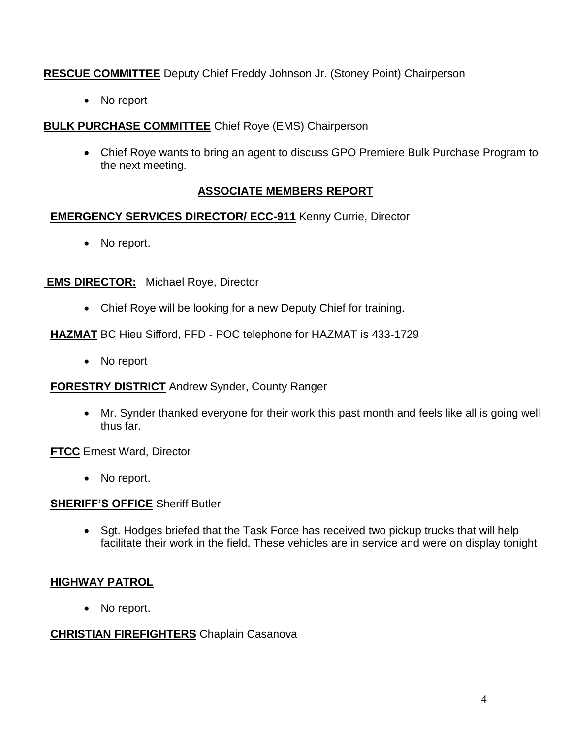**RESCUE COMMITTEE** Deputy Chief Freddy Johnson Jr. (Stoney Point) Chairperson

- No report

**BULK PURCHASE COMMITTEE** Chief Roye (EMS) Chairperson

- Chief Roye wants to bring an agent to discuss GPO Premiere Bulk Purchase Program to the next meeting.

## ASSOCIATE MEMBERS REPORT

**EMERGENCY SERVICES DIRECTOR/ ECC-911** Kenny Currie, Director

- No report.

**EMS DIRECTOR:** Michael Roye, Director

- Chief Roye will be looking for a new Deputy Chief for training.

**HAZMAT** BC Hieu Sifford, FFD - POC telephone for HAZMAT is 433-1729

- No report

**FORESTRY DISTRICT** Andrew Synder, County Ranger

- Mr. Synder thanked everyone for their work this past month and feels like all is going well thus far.

**FTCC** Ernest Ward, Director

- No report.

**SHERIFF'S OFFICE** Sheriff Butler

- Sgt. Hodges briefed that the Task Force has received two pickup trucks that will help facilitate their work in the field. These vehicles are in service and were on display tonight

**HIGHWAY PATROL**

- No report.

**CHRISTIAN FIREFIGHTERS** Chaplain Casanova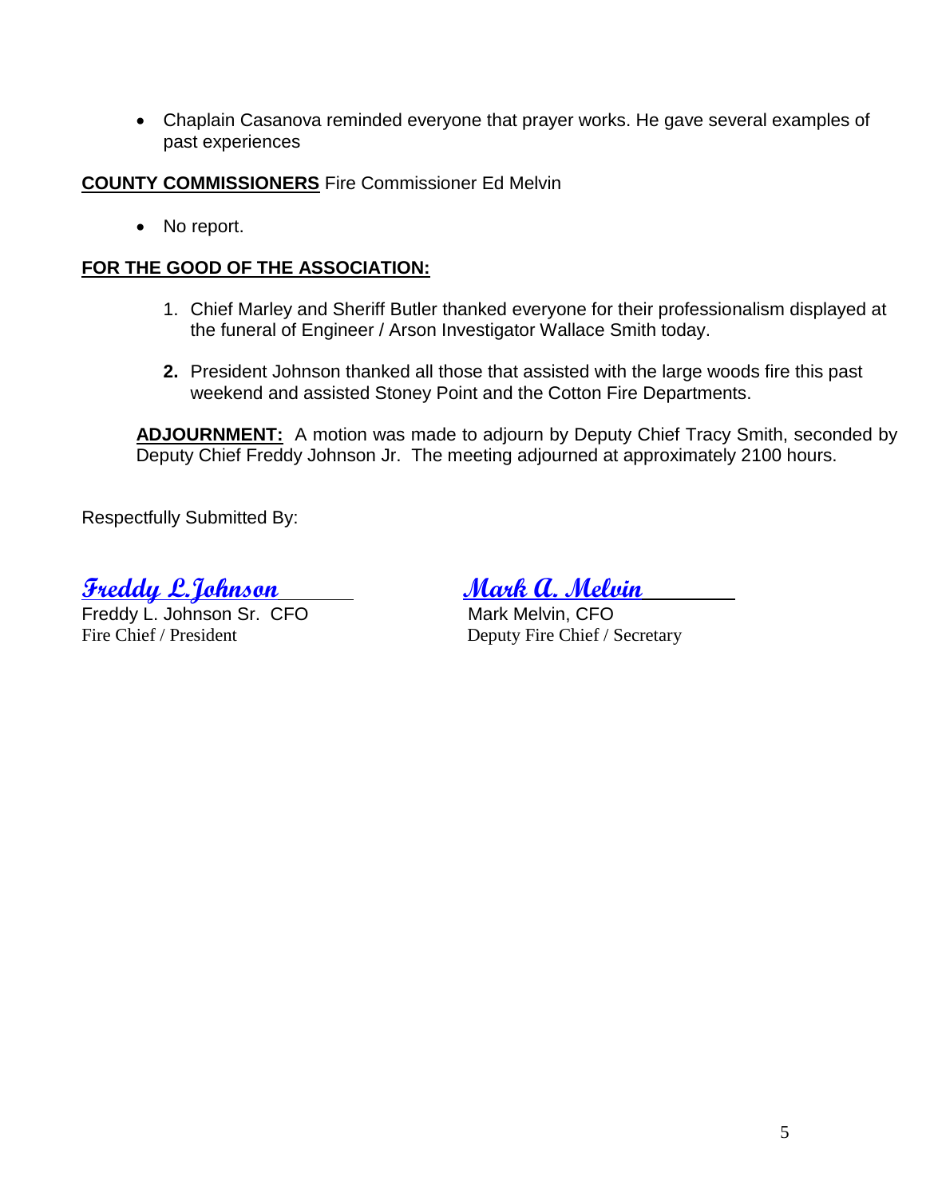- Chaplain Casanova reminded everyone that prayer works. He gave several examples of past experiences

**COUNTY COMMISSIONERS** Fire Commissioner Ed Melvin

- No report.

**FOR THE GOOD OF THE ASSOCIATION:**

1. Chief Marley and Sheriff Butler thanked everyone for their professionalism displayed at the funeral of Engineer / Arson Investigator Wallace Smith today.

2. President Johnson thanked all those that assisted with the large woods fire this past weekend and assisted Stoney Point and the Cotton Fire Departments.

**ADJOURNMENT:** A motion was made to adjourn by Deputy Chief Tracy Smith, seconded by Deputy Chief Freddy Johnson Jr. The meeting adjourned at approximately 2100 hours.

Respectfully Submitted By:

*Freddy L.Johnson*
Freddy L. Johnson Sr. CFO
Fire Chief / President

*Mark A. Melvin*
Mark Melvin, CFO
Deputy Fire Chief / Secretary